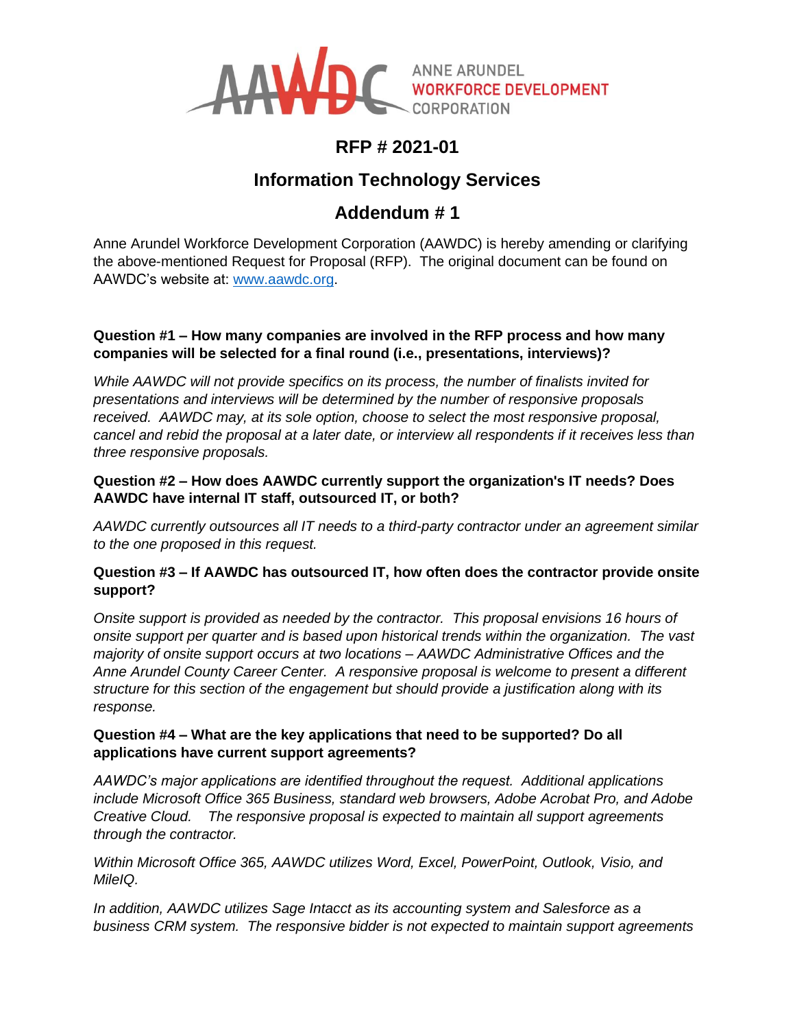ANNE ARUNDEL WORKFORCE DEVELOPMENT CORPORATION

# RFP # 2021-01

# Information Technology Services

# Addendum # 1

Anne Arundel Workforce Development Corporation (AAWDC) is hereby amending or clarifying the above-mentioned Request for Proposal (RFP). The original document can be found on AAWDC's website at: [www.aawdc.org](http://www.aawdc.org).

**Question #1 – How many companies are involved in the RFP process and how many companies will be selected for a final round (i.e., presentations, interviews)?**

*While AAWDC will not provide specifics on its process, the number of finalists invited for presentations and interviews will be determined by the number of responsive proposals received. AAWDC may, at its sole option, choose to select the most responsive proposal, cancel and rebid the proposal at a later date, or interview all respondents if it receives less than three responsive proposals.*

**Question #2 – How does AAWDC currently support the organization's IT needs? Does AAWDC have internal IT staff, outsourced IT, or both?**

*AAWDC currently outsources all IT needs to a third-party contractor under an agreement similar to the one proposed in this request.*

**Question #3 – If AAWDC has outsourced IT, how often does the contractor provide onsite support?**

*Onsite support is provided as needed by the contractor. This proposal envisions 16 hours of onsite support per quarter and is based upon historical trends within the organization. The vast majority of onsite support occurs at two locations – AAWDC Administrative Offices and the Anne Arundel County Career Center. A responsive proposal is welcome to present a different structure for this section of the engagement but should provide a justification along with its response.*

**Question #4 – What are the key applications that need to be supported? Do all applications have current support agreements?**

*AAWDC's major applications are identified throughout the request. Additional applications include Microsoft Office 365 Business, standard web browsers, Adobe Acrobat Pro, and Adobe Creative Cloud. The responsive proposal is expected to maintain all support agreements through the contractor.*

*Within Microsoft Office 365, AAWDC utilizes Word, Excel, PowerPoint, Outlook, Visio, and MileIQ.*

*In addition, AAWDC utilizes Sage Intacct as its accounting system and Salesforce as a business CRM system. The responsive bidder is not expected to maintain support agreements*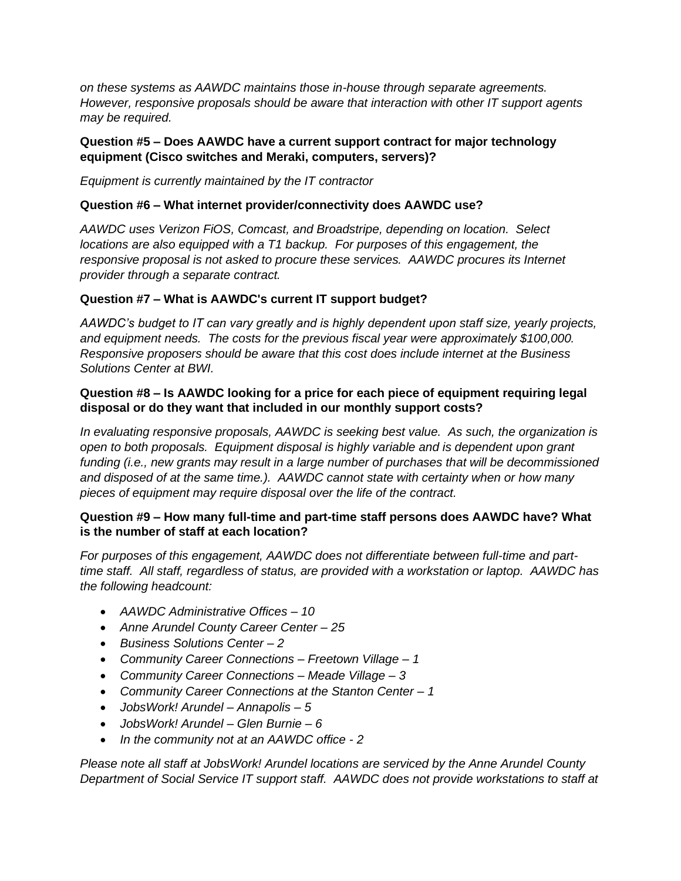*on these systems as AAWDC maintains those in-house through separate agreements. However, responsive proposals should be aware that interaction with other IT support agents may be required.*

**Question #5 – Does AAWDC have a current support contract for major technology equipment (Cisco switches and Meraki, computers, servers)?**

*Equipment is currently maintained by the IT contractor*

**Question #6 – What internet provider/connectivity does AAWDC use?**

*AAWDC uses Verizon FiOS, Comcast, and Broadstripe, depending on location. Select locations are also equipped with a T1 backup. For purposes of this engagement, the responsive proposal is not asked to procure these services. AAWDC procures its Internet provider through a separate contract.*

**Question #7 – What is AAWDC's current IT support budget?**

*AAWDC's budget to IT can vary greatly and is highly dependent upon staff size, yearly projects, and equipment needs. The costs for the previous fiscal year were approximately $100,000. Responsive proposers should be aware that this cost does include internet at the Business Solutions Center at BWI.*

**Question #8 – Is AAWDC looking for a price for each piece of equipment requiring legal disposal or do they want that included in our monthly support costs?**

*In evaluating responsive proposals, AAWDC is seeking best value. As such, the organization is open to both proposals. Equipment disposal is highly variable and is dependent upon grant funding (i.e., new grants may result in a large number of purchases that will be decommissioned and disposed of at the same time.). AAWDC cannot state with certainty when or how many pieces of equipment may require disposal over the life of the contract.*

**Question #9 – How many full-time and part-time staff persons does AAWDC have? What is the number of staff at each location?**

*For purposes of this engagement, AAWDC does not differentiate between full-time and part-time staff. All staff, regardless of status, are provided with a workstation or laptop. AAWDC has the following headcount:*

- *AAWDC Administrative Offices – 10*
- *Anne Arundel County Career Center – 25*
- *Business Solutions Center – 2*
- *Community Career Connections – Freetown Village – 1*
- *Community Career Connections – Meade Village – 3*
- *Community Career Connections at the Stanton Center – 1*
- *JobsWork! Arundel – Annapolis – 5*
- *JobsWork! Arundel – Glen Burnie – 6*
- *In the community not at an AAWDC office - 2*

*Please note all staff at JobsWork! Arundel locations are serviced by the Anne Arundel County Department of Social Service IT support staff. AAWDC does not provide workstations to staff at*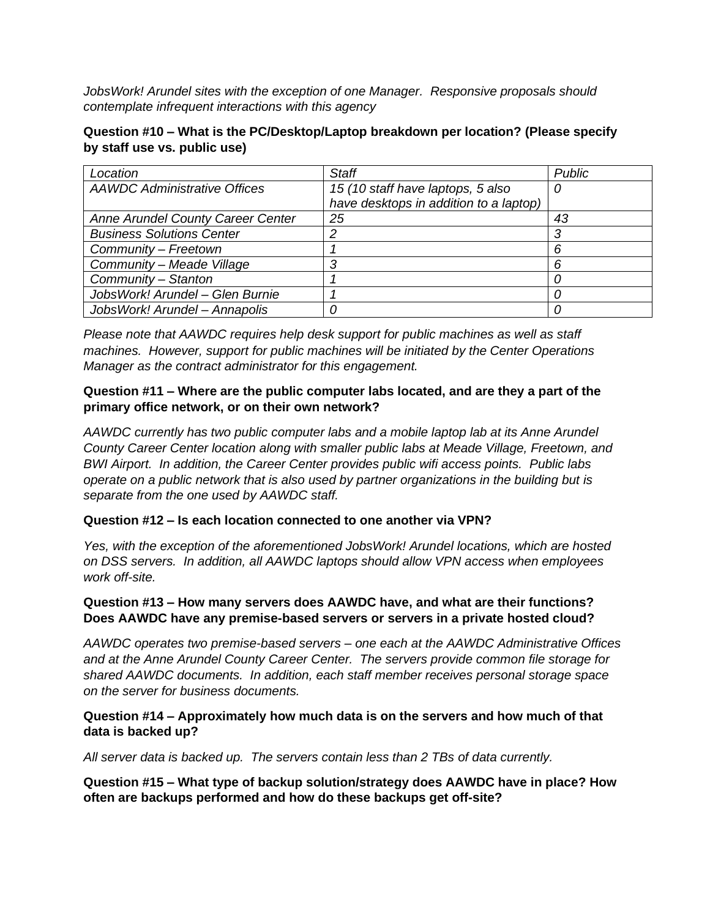*JobsWork! Arundel sites with the exception of one Manager. Responsive proposals should contemplate infrequent interactions with this agency*

**Question #10 – What is the PC/Desktop/Laptop breakdown per location? (Please specify by staff use vs. public use)**

| *Location* | *Staff* | *Public* |
|---|---|---|
| *AAWDC Administrative Offices* | *15 (10 staff have laptops, 5 also have desktops in addition to a laptop)* | *0* |
| *Anne Arundel County Career Center* | *25* | *43* |
| *Business Solutions Center* | *2* | *3* |
| *Community – Freetown* | *1* | *6* |
| *Community – Meade Village* | *3* | *6* |
| *Community – Stanton* | *1* | *0* |
| *JobsWork! Arundel – Glen Burnie* | *1* | *0* |
| *JobsWork! Arundel – Annapolis* | *0* | *0* |

*Please note that AAWDC requires help desk support for public machines as well as staff machines. However, support for public machines will be initiated by the Center Operations Manager as the contract administrator for this engagement.*

**Question #11 – Where are the public computer labs located, and are they a part of the primary office network, or on their own network?**

*AAWDC currently has two public computer labs and a mobile laptop lab at its Anne Arundel County Career Center location along with smaller public labs at Meade Village, Freetown, and BWI Airport. In addition, the Career Center provides public wifi access points. Public labs operate on a public network that is also used by partner organizations in the building but is separate from the one used by AAWDC staff.*

**Question #12 – Is each location connected to one another via VPN?**

*Yes, with the exception of the aforementioned JobsWork! Arundel locations, which are hosted on DSS servers. In addition, all AAWDC laptops should allow VPN access when employees work off-site.*

**Question #13 – How many servers does AAWDC have, and what are their functions? Does AAWDC have any premise-based servers or servers in a private hosted cloud?**

*AAWDC operates two premise-based servers – one each at the AAWDC Administrative Offices and at the Anne Arundel County Career Center. The servers provide common file storage for shared AAWDC documents. In addition, each staff member receives personal storage space on the server for business documents.*

**Question #14 – Approximately how much data is on the servers and how much of that data is backed up?**

*All server data is backed up. The servers contain less than 2 TBs of data currently.*

**Question #15 – What type of backup solution/strategy does AAWDC have in place? How often are backups performed and how do these backups get off-site?**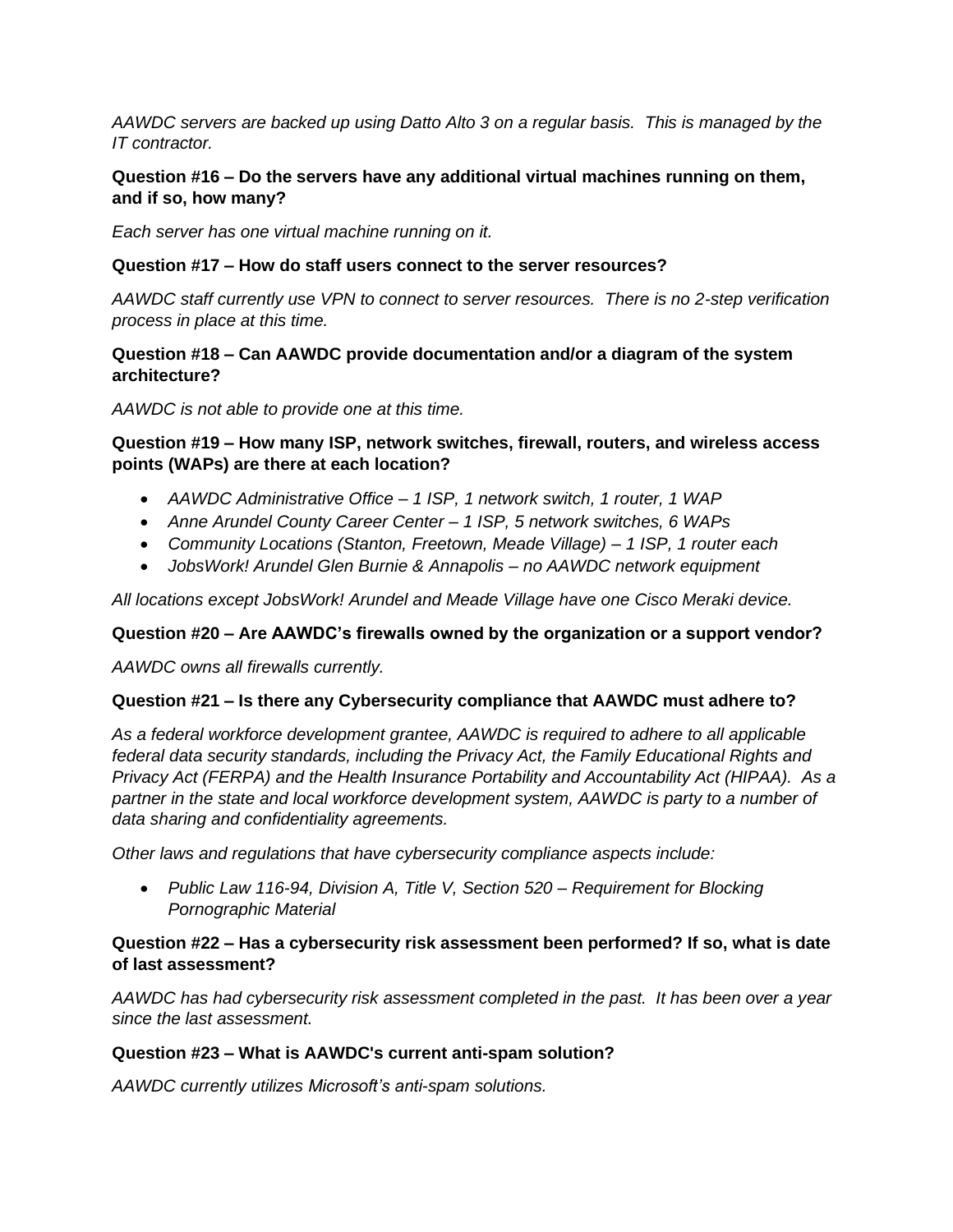*AAWDC servers are backed up using Datto Alto 3 on a regular basis. This is managed by the IT contractor.*

**Question #16 – Do the servers have any additional virtual machines running on them, and if so, how many?**

*Each server has one virtual machine running on it.*

**Question #17 – How do staff users connect to the server resources?**

*AAWDC staff currently use VPN to connect to server resources. There is no 2-step verification process in place at this time.*

**Question #18 – Can AAWDC provide documentation and/or a diagram of the system architecture?**

*AAWDC is not able to provide one at this time.*

**Question #19 – How many ISP, network switches, firewall, routers, and wireless access points (WAPs) are there at each location?**

- *AAWDC Administrative Office – 1 ISP, 1 network switch, 1 router, 1 WAP*
- *Anne Arundel County Career Center – 1 ISP, 5 network switches, 6 WAPs*
- *Community Locations (Stanton, Freetown, Meade Village) – 1 ISP, 1 router each*
- *JobsWork! Arundel Glen Burnie & Annapolis – no AAWDC network equipment*

*All locations except JobsWork! Arundel and Meade Village have one Cisco Meraki device.*

**Question #20 – Are AAWDC's firewalls owned by the organization or a support vendor?**

*AAWDC owns all firewalls currently.*

**Question #21 – Is there any Cybersecurity compliance that AAWDC must adhere to?**

*As a federal workforce development grantee, AAWDC is required to adhere to all applicable federal data security standards, including the Privacy Act, the Family Educational Rights and Privacy Act (FERPA) and the Health Insurance Portability and Accountability Act (HIPAA). As a partner in the state and local workforce development system, AAWDC is party to a number of data sharing and confidentiality agreements.*

*Other laws and regulations that have cybersecurity compliance aspects include:*

- *Public Law 116-94, Division A, Title V, Section 520 – Requirement for Blocking Pornographic Material*

**Question #22 – Has a cybersecurity risk assessment been performed? If so, what is date of last assessment?**

*AAWDC has had cybersecurity risk assessment completed in the past. It has been over a year since the last assessment.*

**Question #23 – What is AAWDC's current anti-spam solution?**

*AAWDC currently utilizes Microsoft's anti-spam solutions.*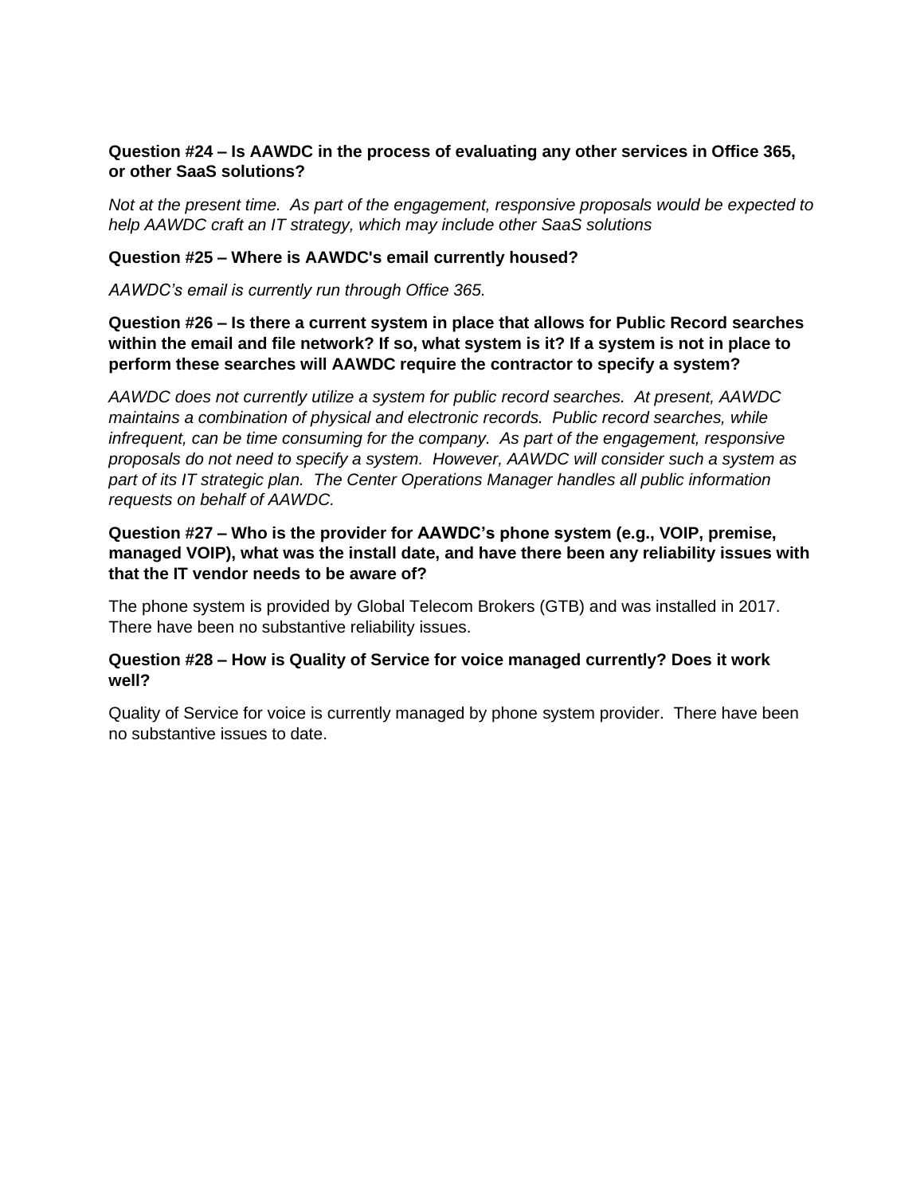**Question #24 – Is AAWDC in the process of evaluating any other services in Office 365, or other SaaS solutions?**

*Not at the present time. As part of the engagement, responsive proposals would be expected to help AAWDC craft an IT strategy, which may include other SaaS solutions*

**Question #25 – Where is AAWDC's email currently housed?**

*AAWDC's email is currently run through Office 365.*

**Question #26 – Is there a current system in place that allows for Public Record searches within the email and file network? If so, what system is it? If a system is not in place to perform these searches will AAWDC require the contractor to specify a system?**

*AAWDC does not currently utilize a system for public record searches. At present, AAWDC maintains a combination of physical and electronic records. Public record searches, while infrequent, can be time consuming for the company. As part of the engagement, responsive proposals do not need to specify a system. However, AAWDC will consider such a system as part of its IT strategic plan. The Center Operations Manager handles all public information requests on behalf of AAWDC.*

**Question #27 – Who is the provider for AAWDC's phone system (e.g., VOIP, premise, managed VOIP), what was the install date, and have there been any reliability issues with that the IT vendor needs to be aware of?**

The phone system is provided by Global Telecom Brokers (GTB) and was installed in 2017. There have been no substantive reliability issues.

**Question #28 – How is Quality of Service for voice managed currently? Does it work well?**

Quality of Service for voice is currently managed by phone system provider. There have been no substantive issues to date.